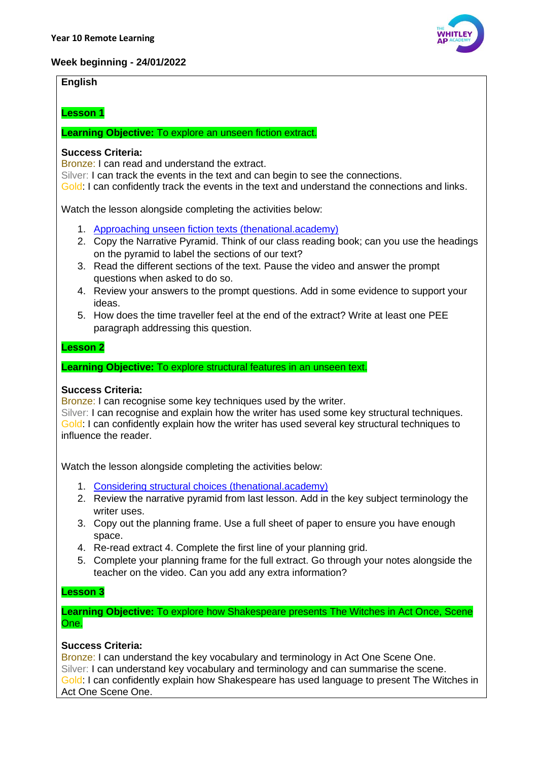**Year 10 Remote Learning**

**Week beginning - 24/01/2022**

## English

### Lesson 1

**Learning Objective:** To explore an unseen fiction extract.

**Success Criteria:**
Bronze: I can read and understand the extract.
Silver: I can track the events in the text and can begin to see the connections.
Gold: I can confidently track the events in the text and understand the connections and links.

Watch the lesson alongside completing the activities below:

1. Approaching unseen fiction texts (thenational.academy)
2. Copy the Narrative Pyramid. Think of our class reading book; can you use the headings on the pyramid to label the sections of our text?
3. Read the different sections of the text. Pause the video and answer the prompt questions when asked to do so.
4. Review your answers to the prompt questions. Add in some evidence to support your ideas.
5. How does the time traveller feel at the end of the extract? Write at least one PEE paragraph addressing this question.

### Lesson 2

**Learning Objective:** To explore structural features in an unseen text.

**Success Criteria:**
Bronze: I can recognise some key techniques used by the writer.
Silver: I can recognise and explain how the writer has used some key structural techniques.
Gold: I can confidently explain how the writer has used several key structural techniques to influence the reader.

Watch the lesson alongside completing the activities below:

1. Considering structural choices (thenational.academy)
2. Review the narrative pyramid from last lesson. Add in the key subject terminology the writer uses.
3. Copy out the planning frame. Use a full sheet of paper to ensure you have enough space.
4. Re-read extract 4. Complete the first line of your planning grid.
5. Complete your planning frame for the full extract. Go through your notes alongside the teacher on the video. Can you add any extra information?

### Lesson 3

**Learning Objective:** To explore how Shakespeare presents The Witches in Act Once, Scene One.

**Success Criteria:**
Bronze: I can understand the key vocabulary and terminology in Act One Scene One.
Silver: I can understand key vocabulary and terminology and can summarise the scene.
Gold: I can confidently explain how Shakespeare has used language to present The Witches in Act One Scene One.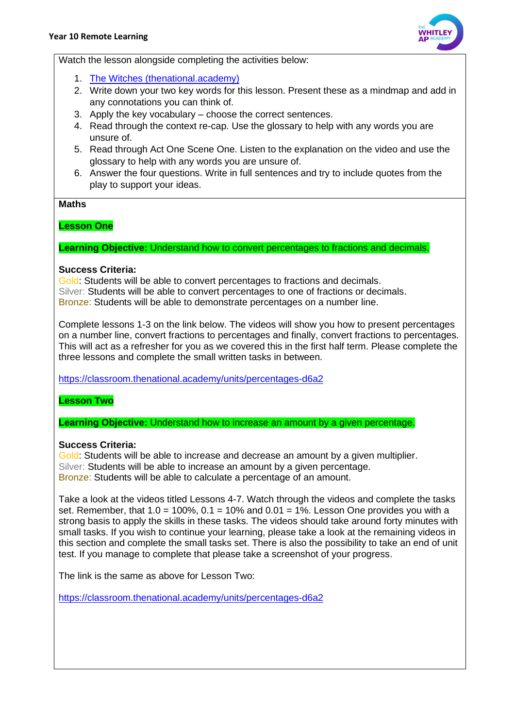Watch the lesson alongside completing the activities below:

1. [The Witches (thenational.academy)]()
2. Write down your two key words for this lesson. Present these as a mindmap and add in any connotations you can think of.
3. Apply the key vocabulary – choose the correct sentences.
4. Read through the context re-cap. Use the glossary to help with any words you are unsure of.
5. Read through Act One Scene One. Listen to the explanation on the video and use the glossary to help with any words you are unsure of.
6. Answer the four questions. Write in full sentences and try to include quotes from the play to support your ideas.

**Maths**

**Lesson One**

**Learning Objective:** Understand how to convert percentages to fractions and decimals.

**Success Criteria:**
Gold: Students will be able to convert percentages to fractions and decimals.
Silver: Students will be able to convert percentages to one of fractions or decimals.
Bronze: Students will be able to demonstrate percentages on a number line.

Complete lessons 1-3 on the link below. The videos will show you how to present percentages on a number line, convert fractions to percentages and finally, convert fractions to percentages. This will act as a refresher for you as we covered this in the first half term. Please complete the three lessons and complete the small written tasks in between.

https://classroom.thenational.academy/units/percentages-d6a2

**Lesson Two**

**Learning Objective:** Understand how to increase an amount by a given percentage.

**Success Criteria:**
Gold: Students will be able to increase and decrease an amount by a given multiplier.
Silver: Students will be able to increase an amount by a given percentage.
Bronze: Students will be able to calculate a percentage of an amount.

Take a look at the videos titled Lessons 4-7. Watch through the videos and complete the tasks set. Remember, that 1.0 = 100%, 0.1 = 10% and 0.01 = 1%. Lesson One provides you with a strong basis to apply the skills in these tasks. The videos should take around forty minutes with small tasks. If you wish to continue your learning, please take a look at the remaining videos in this section and complete the small tasks set. There is also the possibility to take an end of unit test. If you manage to complete that please take a screenshot of your progress.

The link is the same as above for Lesson Two:

https://classroom.thenational.academy/units/percentages-d6a2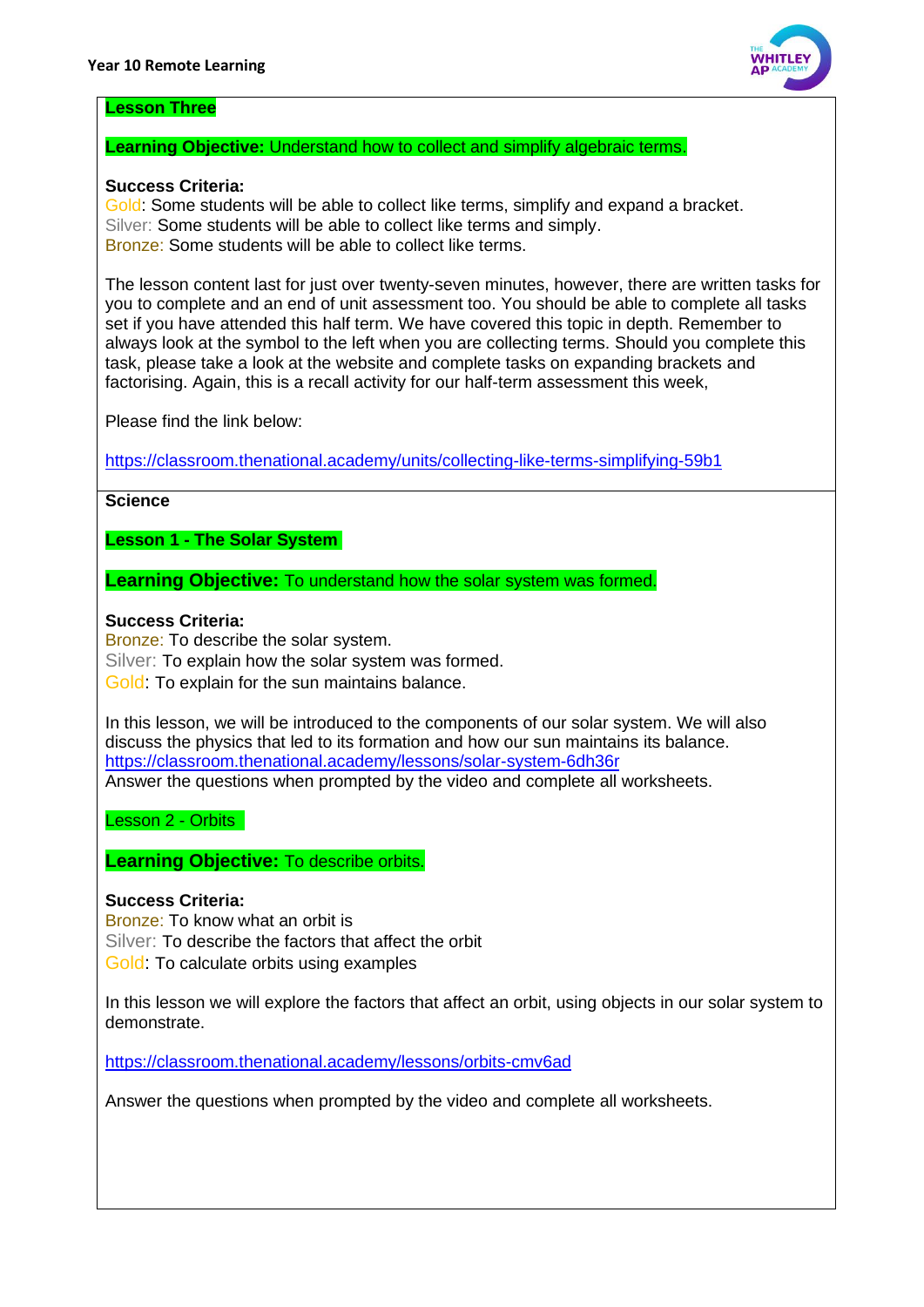**Lesson Three**

**Learning Objective:** Understand how to collect and simplify algebraic terms.

**Success Criteria:**
Gold: Some students will be able to collect like terms, simplify and expand a bracket.
Silver: Some students will be able to collect like terms and simply.
Bronze: Some students will be able to collect like terms.

The lesson content last for just over twenty-seven minutes, however, there are written tasks for you to complete and an end of unit assessment too. You should be able to complete all tasks set if you have attended this half term. We have covered this topic in depth. Remember to always look at the symbol to the left when you are collecting terms. Should you complete this task, please take a look at the website and complete tasks on expanding brackets and factorising. Again, this is a recall activity for our half-term assessment this week,

Please find the link below:

https://classroom.thenational.academy/units/collecting-like-terms-simplifying-59b1

**Science**

**Lesson 1 - The Solar System**

**Learning Objective:** To understand how the solar system was formed.

**Success Criteria:**
Bronze: To describe the solar system.
Silver: To explain how the solar system was formed.
Gold: To explain for the sun maintains balance.

In this lesson, we will be introduced to the components of our solar system. We will also discuss the physics that led to its formation and how our sun maintains its balance.
https://classroom.thenational.academy/lessons/solar-system-6dh36r
Answer the questions when prompted by the video and complete all worksheets.

Lesson 2 - Orbits

**Learning Objective:** To describe orbits.

**Success Criteria:**
Bronze: To know what an orbit is
Silver: To describe the factors that affect the orbit
Gold: To calculate orbits using examples

In this lesson we will explore the factors that affect an orbit, using objects in our solar system to demonstrate.

https://classroom.thenational.academy/lessons/orbits-cmv6ad

Answer the questions when prompted by the video and complete all worksheets.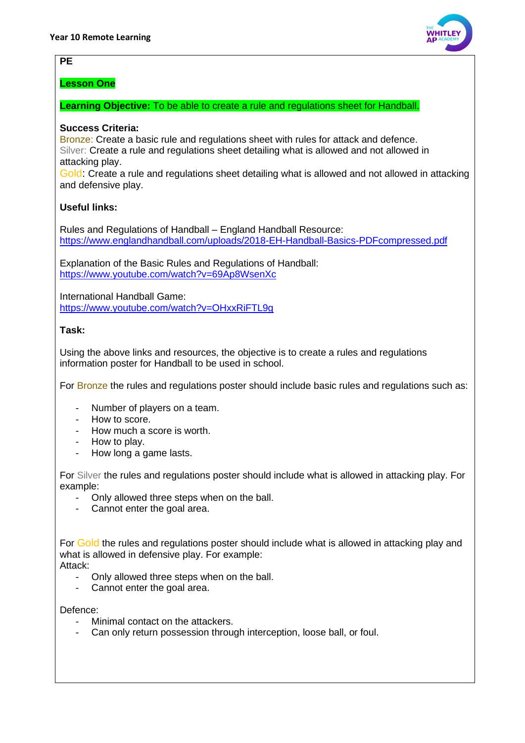**PE**

**Lesson One**

**Learning Objective:** To be able to create a rule and regulations sheet for Handball.

**Success Criteria:**
Bronze: Create a basic rule and regulations sheet with rules for attack and defence.
Silver: Create a rule and regulations sheet detailing what is allowed and not allowed in attacking play.
Gold: Create a rule and regulations sheet detailing what is allowed and not allowed in attacking and defensive play.

**Useful links:**

Rules and Regulations of Handball – England Handball Resource:
https://www.englandhandball.com/uploads/2018-EH-Handball-Basics-PDFcompressed.pdf

Explanation of the Basic Rules and Regulations of Handball:
https://www.youtube.com/watch?v=69Ap8WsenXc

International Handball Game:
https://www.youtube.com/watch?v=OHxxRiFTL9g

**Task:**

Using the above links and resources, the objective is to create a rules and regulations information poster for Handball to be used in school.

For Bronze the rules and regulations poster should include basic rules and regulations such as:

- Number of players on a team.
- How to score.
- How much a score is worth.
- How to play.
- How long a game lasts.

For Silver the rules and regulations poster should include what is allowed in attacking play. For example:

- Only allowed three steps when on the ball.
- Cannot enter the goal area.

For Gold the rules and regulations poster should include what is allowed in attacking play and what is allowed in defensive play. For example:

Attack:

- Only allowed three steps when on the ball.
- Cannot enter the goal area.

Defence:

- Minimal contact on the attackers.
- Can only return possession through interception, loose ball, or foul.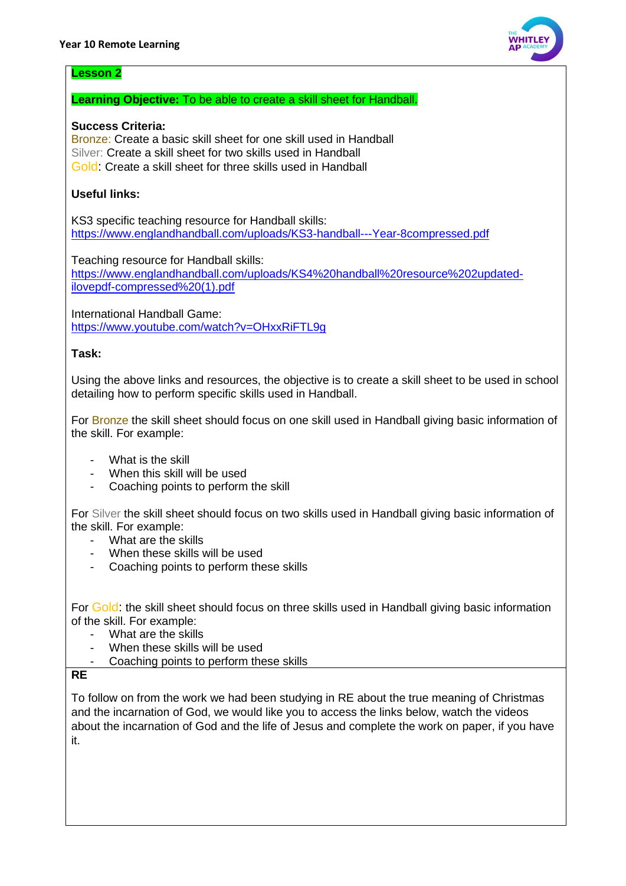**Lesson 2**

**Learning Objective:** To be able to create a skill sheet for Handball.

**Success Criteria:**
Bronze: Create a basic skill sheet for one skill used in Handball
Silver: Create a skill sheet for two skills used in Handball
Gold: Create a skill sheet for three skills used in Handball

**Useful links:**

KS3 specific teaching resource for Handball skills:
https://www.englandhandball.com/uploads/KS3-handball---Year-8compressed.pdf

Teaching resource for Handball skills:
https://www.englandhandball.com/uploads/KS4%20handball%20resource%202updated-ilovepdf-compressed%20(1).pdf

International Handball Game:
https://www.youtube.com/watch?v=OHxxRiFTL9g

**Task:**

Using the above links and resources, the objective is to create a skill sheet to be used in school detailing how to perform specific skills used in Handball.

For Bronze the skill sheet should focus on one skill used in Handball giving basic information of the skill. For example:

- What is the skill
- When this skill will be used
- Coaching points to perform the skill

For Silver the skill sheet should focus on two skills used in Handball giving basic information of the skill. For example:

- What are the skills
- When these skills will be used
- Coaching points to perform these skills

For Gold: the skill sheet should focus on three skills used in Handball giving basic information of the skill. For example:

- What are the skills
- When these skills will be used
- Coaching points to perform these skills

**RE**

To follow on from the work we had been studying in RE about the true meaning of Christmas and the incarnation of God, we would like you to access the links below, watch the videos about the incarnation of God and the life of Jesus and complete the work on paper, if you have it.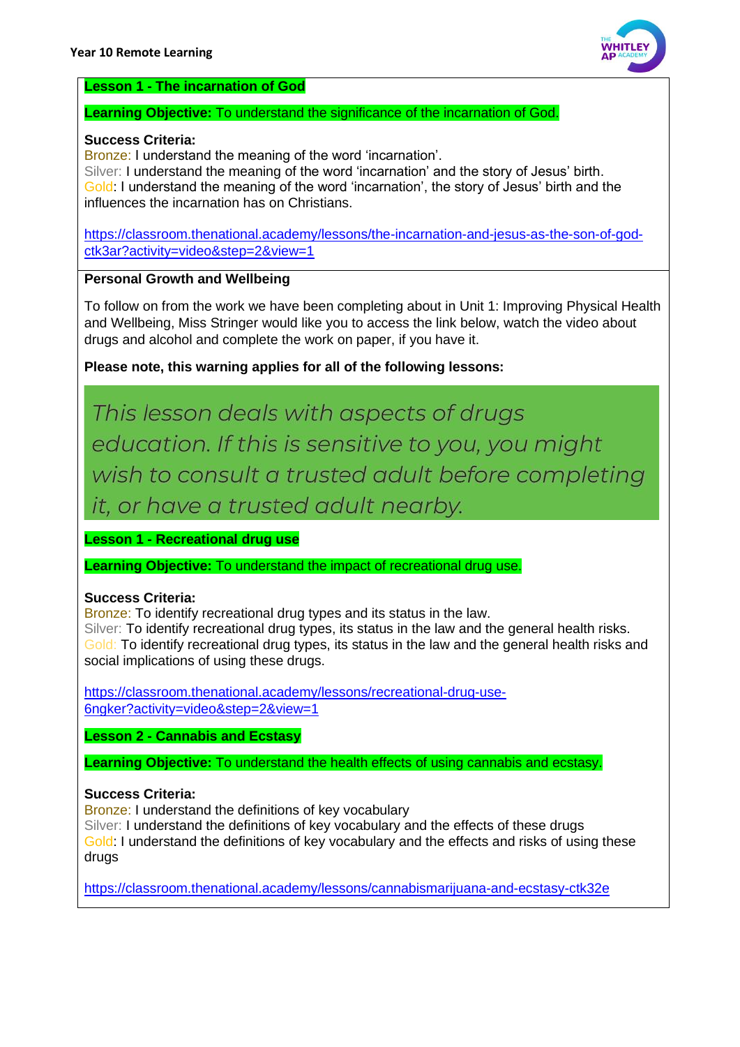**Lesson 1 - The incarnation of God**

**Learning Objective:** To understand the significance of the incarnation of God.

**Success Criteria:**
Bronze: I understand the meaning of the word 'incarnation'.
Silver: I understand the meaning of the word 'incarnation' and the story of Jesus' birth.
Gold: I understand the meaning of the word 'incarnation', the story of Jesus' birth and the influences the incarnation has on Christians.

https://classroom.thenational.academy/lessons/the-incarnation-and-jesus-as-the-son-of-god-ctk3ar?activity=video&step=2&view=1

**Personal Growth and Wellbeing**

To follow on from the work we have been completing about in Unit 1: Improving Physical Health and Wellbeing, Miss Stringer would like you to access the link below, watch the video about drugs and alcohol and complete the work on paper, if you have it.

**Please note, this warning applies for all of the following lessons:**

*This lesson deals with aspects of drugs education. If this is sensitive to you, you might wish to consult a trusted adult before completing it, or have a trusted adult nearby.*

**Lesson 1 - Recreational drug use**

**Learning Objective:** To understand the impact of recreational drug use.

**Success Criteria:**
Bronze: To identify recreational drug types and its status in the law.
Silver: To identify recreational drug types, its status in the law and the general health risks.
Gold: To identify recreational drug types, its status in the law and the general health risks and social implications of using these drugs.

https://classroom.thenational.academy/lessons/recreational-drug-use-6ngker?activity=video&step=2&view=1

**Lesson 2 - Cannabis and Ecstasy**

**Learning Objective:** To understand the health effects of using cannabis and ecstasy.

**Success Criteria:**
Bronze: I understand the definitions of key vocabulary
Silver: I understand the definitions of key vocabulary and the effects of these drugs
Gold: I understand the definitions of key vocabulary and the effects and risks of using these drugs

https://classroom.thenational.academy/lessons/cannabismarijuana-and-ecstasy-ctk32e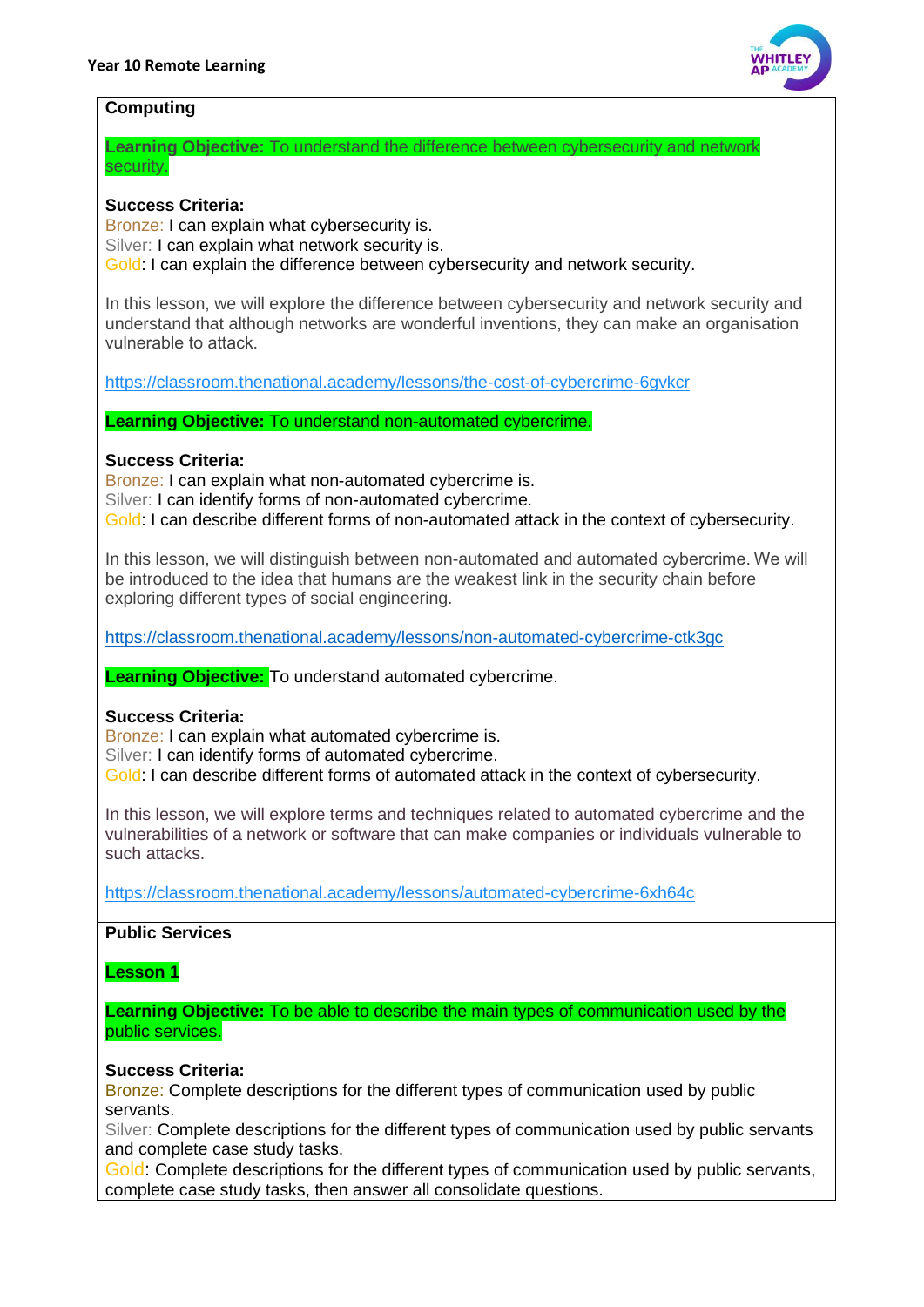**Computing**

**Learning Objective:** To understand the difference between cybersecurity and network security.

**Success Criteria:**
Bronze: I can explain what cybersecurity is.
Silver: I can explain what network security is.
Gold: I can explain the difference between cybersecurity and network security.

In this lesson, we will explore the difference between cybersecurity and network security and understand that although networks are wonderful inventions, they can make an organisation vulnerable to attack.

https://classroom.thenational.academy/lessons/the-cost-of-cybercrime-6gvkcr

**Learning Objective:** To understand non-automated cybercrime.

**Success Criteria:**
Bronze: I can explain what non-automated cybercrime is.
Silver: I can identify forms of non-automated cybercrime.
Gold: I can describe different forms of non-automated attack in the context of cybersecurity.

In this lesson, we will distinguish between non-automated and automated cybercrime. We will be introduced to the idea that humans are the weakest link in the security chain before exploring different types of social engineering.

https://classroom.thenational.academy/lessons/non-automated-cybercrime-ctk3gc

**Learning Objective:** To understand automated cybercrime.

**Success Criteria:**
Bronze: I can explain what automated cybercrime is.
Silver: I can identify forms of automated cybercrime.
Gold: I can describe different forms of automated attack in the context of cybersecurity.

In this lesson, we will explore terms and techniques related to automated cybercrime and the vulnerabilities of a network or software that can make companies or individuals vulnerable to such attacks.

https://classroom.thenational.academy/lessons/automated-cybercrime-6xh64c

**Public Services**

**Lesson 1**

**Learning Objective:** To be able to describe the main types of communication used by the public services.

**Success Criteria:**
Bronze: Complete descriptions for the different types of communication used by public servants.
Silver: Complete descriptions for the different types of communication used by public servants and complete case study tasks.
Gold: Complete descriptions for the different types of communication used by public servants, complete case study tasks, then answer all consolidate questions.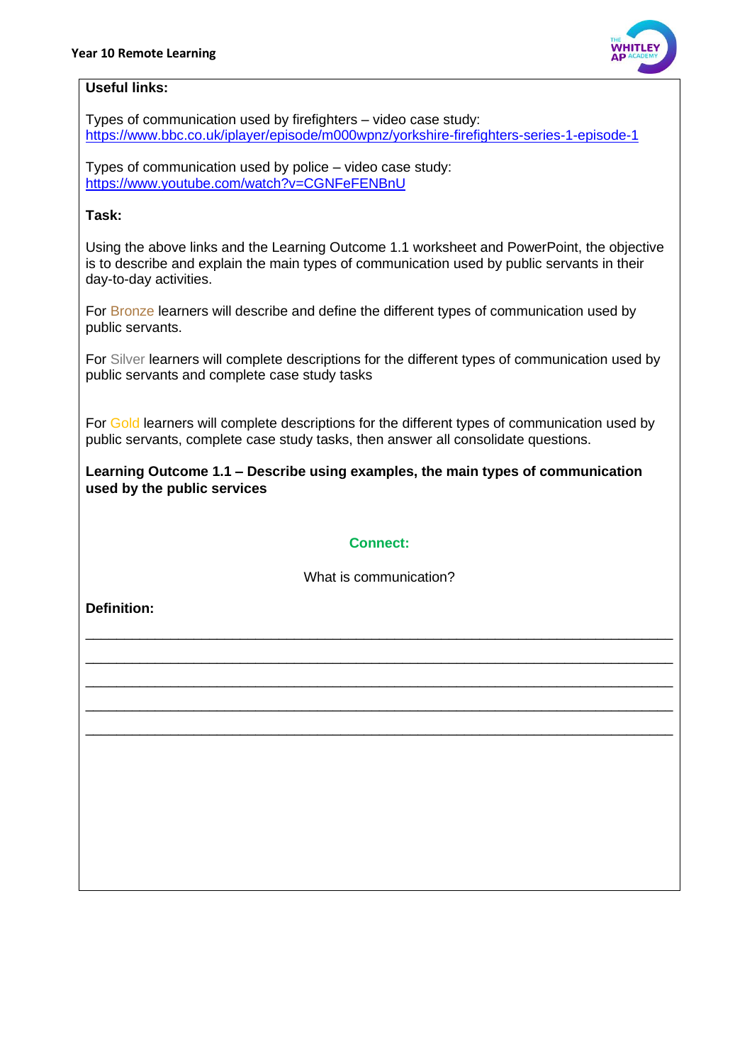**Useful links:**

Types of communication used by firefighters – video case study:
https://www.bbc.co.uk/iplayer/episode/m000wpnz/yorkshire-firefighters-series-1-episode-1

Types of communication used by police – video case study:
https://www.youtube.com/watch?v=CGNFeFENBnU

**Task:**

Using the above links and the Learning Outcome 1.1 worksheet and PowerPoint, the objective is to describe and explain the main types of communication used by public servants in their day-to-day activities.

For Bronze learners will describe and define the different types of communication used by public servants.

For Silver learners will complete descriptions for the different types of communication used by public servants and complete case study tasks

For Gold learners will complete descriptions for the different types of communication used by public servants, complete case study tasks, then answer all consolidate questions.

**Learning Outcome 1.1 – Describe using examples, the main types of communication used by the public services**

**Connect:**

What is communication?

**Definition:**

______________________________________________________________________________

______________________________________________________________________________

______________________________________________________________________________

______________________________________________________________________________

______________________________________________________________________________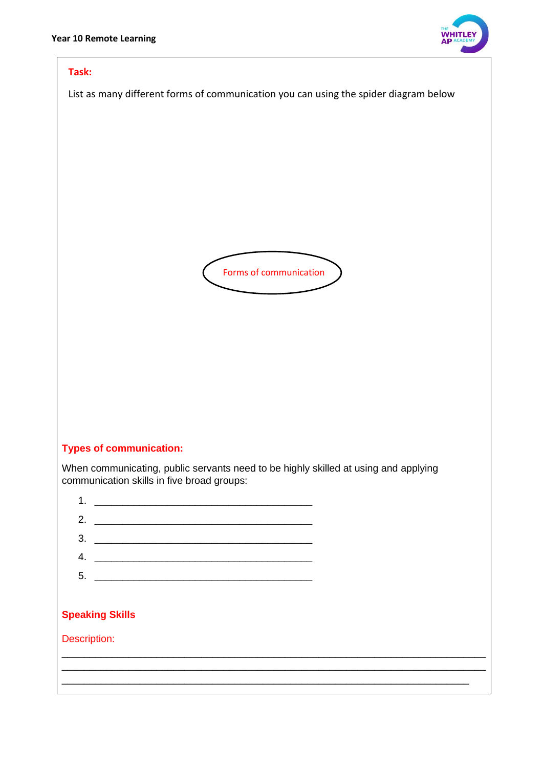**Task:**

List as many different forms of communication you can using the spider diagram below

Forms of communication

**Types of communication:**

When communicating, public servants need to be highly skilled at using and applying communication skills in five broad groups:

1. ________________________________________
2. ________________________________________
3. ________________________________________
4. ________________________________________
5. ________________________________________

**Speaking Skills**

Description:

______________________________________________________________________________
______________________________________________________________________________
______________________________________________________________________________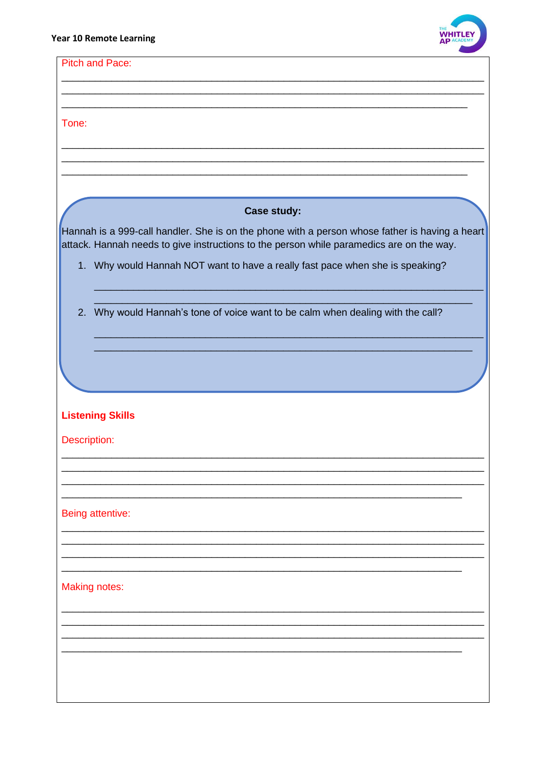Pitch and Pace:

_______________________________________________________________________________

_______________________________________________________________________________

___________________________________________________________________________

Tone:

_______________________________________________________________________________

_______________________________________________________________________________

___________________________________________________________________________

**Case study:**

Hannah is a 999-call handler. She is on the phone with a person whose father is having a heart attack. Hannah needs to give instructions to the person while paramedics are on the way.

1. Why would Hannah NOT want to have a really fast pace when she is speaking?

   _______________________________________________________________________

   _____________________________________________________________________

2. Why would Hannah's tone of voice want to be calm when dealing with the call?

   _______________________________________________________________________

   _____________________________________________________________________

**Listening Skills**

Description:

_______________________________________________________________________________

_______________________________________________________________________________

_______________________________________________________________________________

__________________________________________________________________________

Being attentive:

_______________________________________________________________________________

_______________________________________________________________________________

_______________________________________________________________________________

__________________________________________________________________________

Making notes:

_______________________________________________________________________________

_______________________________________________________________________________

_______________________________________________________________________________

__________________________________________________________________________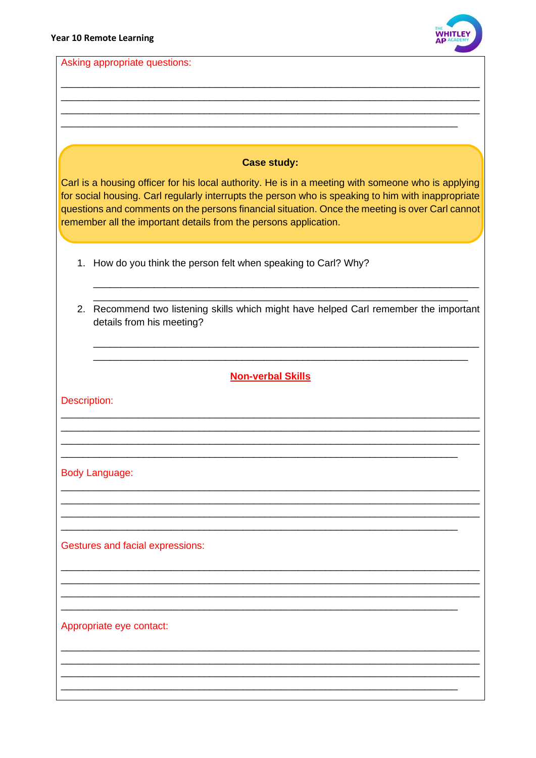Asking appropriate questions:

______________________________________________________________________
______________________________________________________________________
______________________________________________________________________
__________________________________________________________________

**Case study:**

Carl is a housing officer for his local authority. He is in a meeting with someone who is applying for social housing. Carl regularly interrupts the person who is speaking to him with inappropriate questions and comments on the persons financial situation. Once the meeting is over Carl cannot remember all the important details from the persons application.

1. How do you think the person felt when speaking to Carl? Why?

   ________________________________________________________________
   ______________________________________________________________

2. Recommend two listening skills which might have helped Carl remember the important details from his meeting?

   ________________________________________________________________
   ______________________________________________________________

## Non-verbal Skills

Description:

______________________________________________________________________
______________________________________________________________________
______________________________________________________________________
__________________________________________________________________

Body Language:

______________________________________________________________________
______________________________________________________________________
______________________________________________________________________
__________________________________________________________________

Gestures and facial expressions:

______________________________________________________________________
______________________________________________________________________
______________________________________________________________________
__________________________________________________________________

Appropriate eye contact:

______________________________________________________________________
______________________________________________________________________
______________________________________________________________________
__________________________________________________________________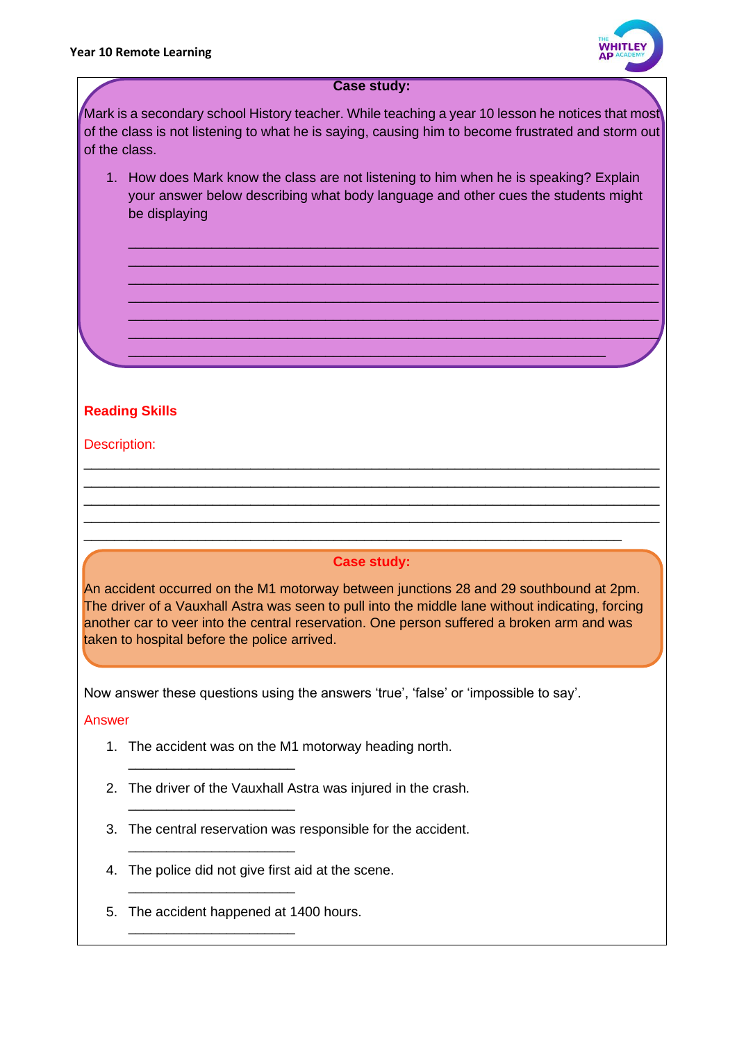### Case study:

Mark is a secondary school History teacher. While teaching a year 10 lesson he notices that most of the class is not listening to what he is saying, causing him to become frustrated and storm out of the class.

1. How does Mark know the class are not listening to him when he is speaking? Explain your answer below describing what body language and other cues the students might be displaying

___________________________________________________________________________
___________________________________________________________________________
___________________________________________________________________________
___________________________________________________________________________
___________________________________________________________________________
___________________________________________________________________________
___________________________________________________________________________

## Reading Skills

Description:

___________________________________________________________________________
___________________________________________________________________________
___________________________________________________________________________
___________________________________________________________________________
___________________________________________________________________________

### Case study:

An accident occurred on the M1 motorway between junctions 28 and 29 southbound at 2pm. The driver of a Vauxhall Astra was seen to pull into the middle lane without indicating, forcing another car to veer into the central reservation. One person suffered a broken arm and was taken to hospital before the police arrived.

Now answer these questions using the answers 'true', 'false' or 'impossible to say'.

Answer

1. The accident was on the M1 motorway heading north.

   ______________________

2. The driver of the Vauxhall Astra was injured in the crash.

   ______________________

3. The central reservation was responsible for the accident.

   ______________________

4. The police did not give first aid at the scene.

   ______________________

5. The accident happened at 1400 hours.

   ______________________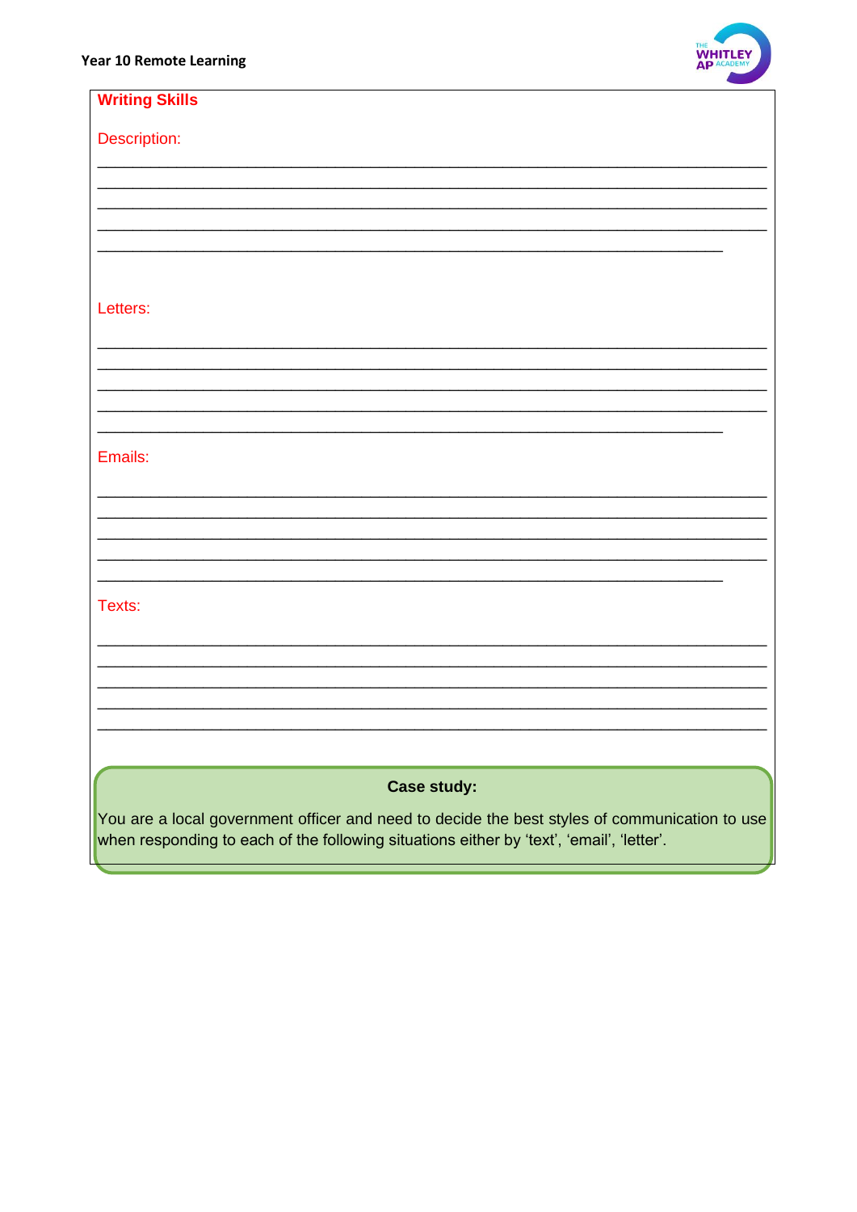## Writing Skills

Description:

_______________________________________________________________________________
_______________________________________________________________________________
_______________________________________________________________________________
_______________________________________________________________________________
_________________________________________________________________________

Letters:

_______________________________________________________________________________
_______________________________________________________________________________
_______________________________________________________________________________
_______________________________________________________________________________
_________________________________________________________________________

Emails:

_______________________________________________________________________________
_______________________________________________________________________________
_______________________________________________________________________________
_______________________________________________________________________________
_________________________________________________________________________

Texts:

_______________________________________________________________________________
_______________________________________________________________________________
_______________________________________________________________________________
_______________________________________________________________________________
_______________________________________________________________________________

**Case study:**

You are a local government officer and need to decide the best styles of communication to use when responding to each of the following situations either by 'text', 'email', 'letter'.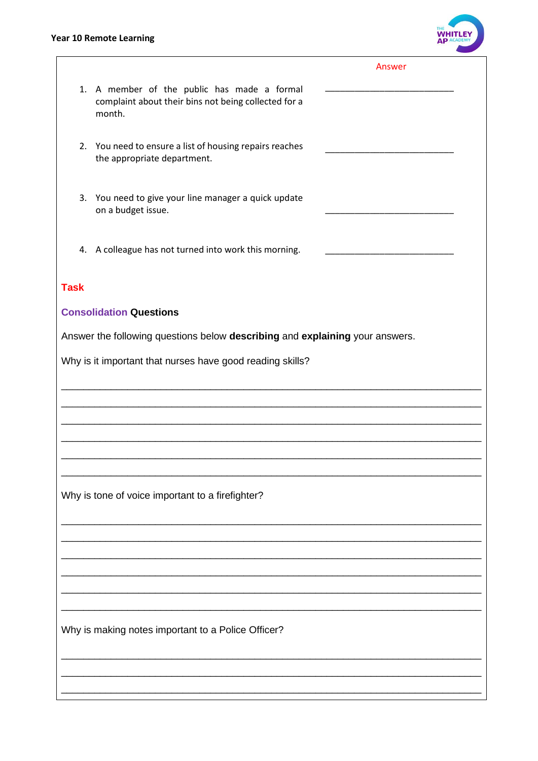| | Answer |
|---|---|
| 1. A member of the public has made a formal complaint about their bins not being collected for a month. | ___________________________ |
| 2. You need to ensure a list of housing repairs reaches the appropriate department. | ___________________________ |
| 3. You need to give your line manager a quick update on a budget issue. | ___________________________ |
| 4. A colleague has not turned into work this morning. | ___________________________ |

## Task

### Consolidation Questions

Answer the following questions below **describing** and **explaining** your answers.

Why is it important that nurses have good reading skills?

___________________________________________________________________________

___________________________________________________________________________

___________________________________________________________________________

___________________________________________________________________________

___________________________________________________________________________

___________________________________________________________________________

Why is tone of voice important to a firefighter?

___________________________________________________________________________

___________________________________________________________________________

___________________________________________________________________________

___________________________________________________________________________

___________________________________________________________________________

___________________________________________________________________________

Why is making notes important to a Police Officer?

___________________________________________________________________________

___________________________________________________________________________

___________________________________________________________________________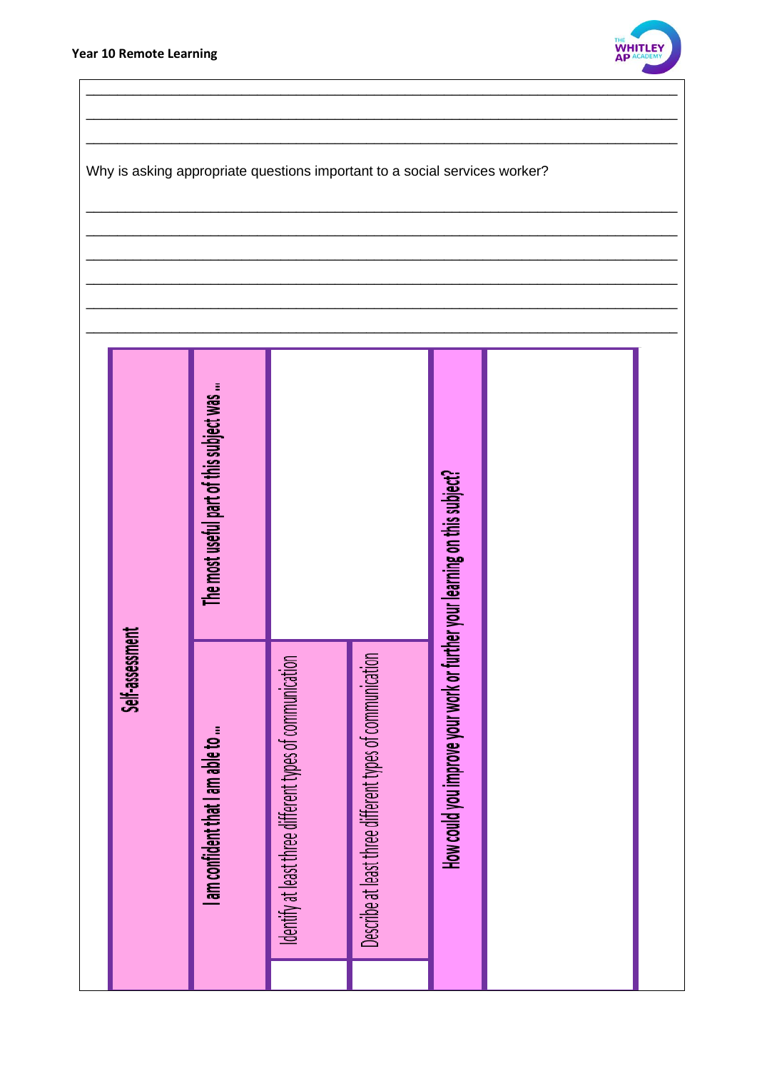Year 10 Remote Learning

___________________________________________________________________________

___________________________________________________________________________

___________________________________________________________________________

Why is asking appropriate questions important to a social services worker?

___________________________________________________________________________

___________________________________________________________________________

___________________________________________________________________________

___________________________________________________________________________

___________________________________________________________________________

___________________________________________________________________________

| Self-assessment | | |
|---|---|---|
| I am confident that I am able to … | Identify at least three different types of communication | |
| | Describe at least three different types of communication | |
| The most useful part of this subject was … | | |
| How could you improve your work or further your learning on this subject? | | |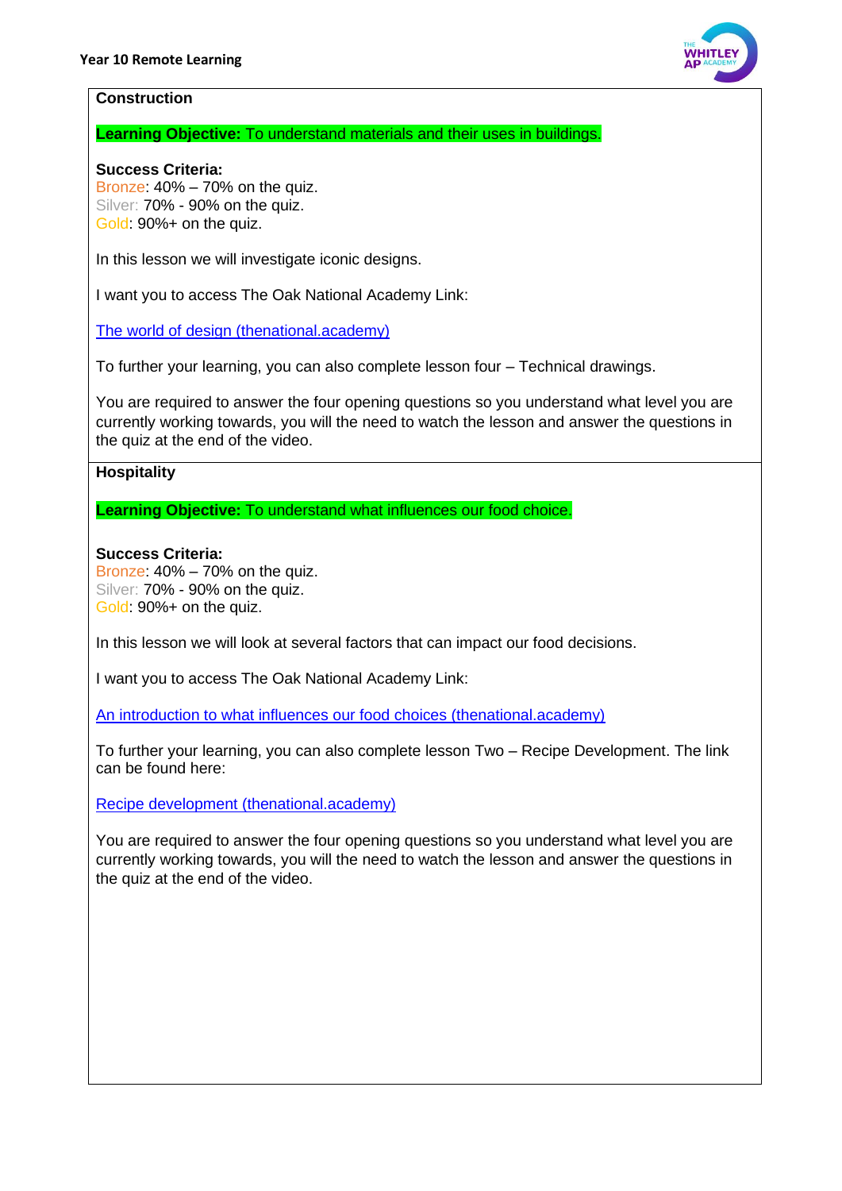## Construction

**Learning Objective:** To understand materials and their uses in buildings.

**Success Criteria:**
Bronze: 40% – 70% on the quiz.
Silver: 70% - 90% on the quiz.
Gold: 90%+ on the quiz.

In this lesson we will investigate iconic designs.

I want you to access The Oak National Academy Link:

[The world of design (thenational.academy)]()

To further your learning, you can also complete lesson four – Technical drawings.

You are required to answer the four opening questions so you understand what level you are currently working towards, you will the need to watch the lesson and answer the questions in the quiz at the end of the video.

## Hospitality

**Learning Objective:** To understand what influences our food choice.

**Success Criteria:**
Bronze: 40% – 70% on the quiz.
Silver: 70% - 90% on the quiz.
Gold: 90%+ on the quiz.

In this lesson we will look at several factors that can impact our food decisions.

I want you to access The Oak National Academy Link:

[An introduction to what influences our food choices (thenational.academy)]()

To further your learning, you can also complete lesson Two – Recipe Development. The link can be found here:

[Recipe development (thenational.academy)]()

You are required to answer the four opening questions so you understand what level you are currently working towards, you will the need to watch the lesson and answer the questions in the quiz at the end of the video.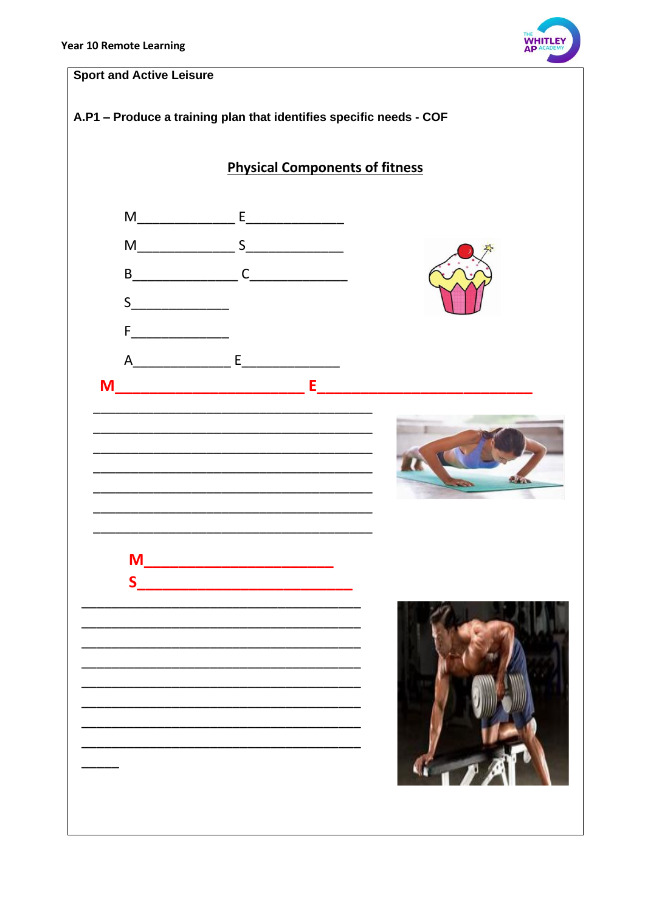Year 10 Remote Learning

**Sport and Active Leisure**

**A.P1 – Produce a training plan that identifies specific needs - COF**

## Physical Components of fitness

M_____________ E_____________

M_____________ S_____________

B______________ C_____________

S_____________

F_____________

A_____________ E_____________

**M______________________ E_________________________**

________________________________________

________________________________________

________________________________________

________________________________________

________________________________________

________________________________________

________________________________________

**M______________________**

**S_________________________**

________________________________________

________________________________________

________________________________________

________________________________________

________________________________________

________________________________________

________________________________________

________________________________________

_____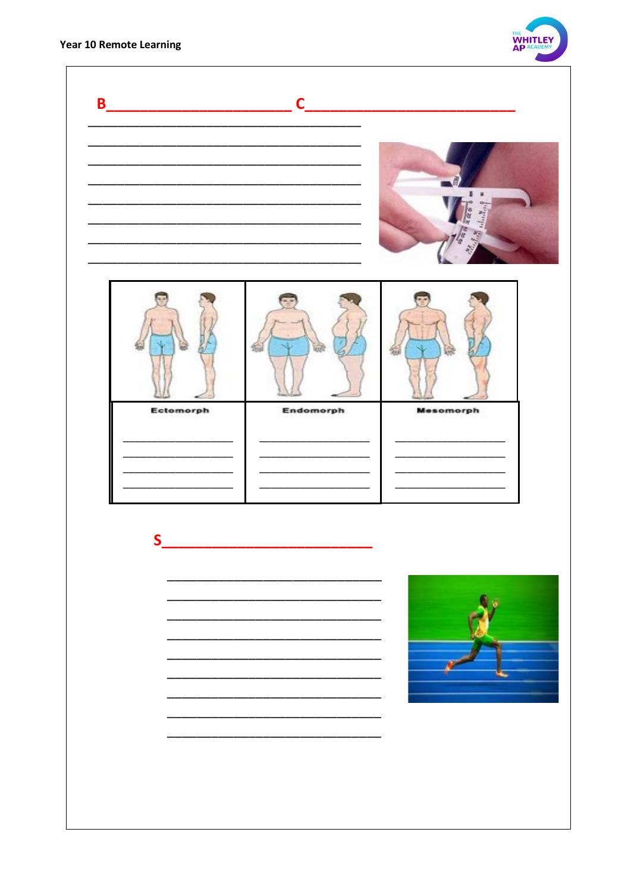B________________________ C___________________________

________________________________________

________________________________________

________________________________________

________________________________________

________________________________________

________________________________________

________________________________________

________________________________________

| Ectomorph | Endomorph | Mesomorph |
| --- | --- | --- |
| ____________________ | ____________________ | ____________________ |
| ____________________ | ____________________ | ____________________ |
| ____________________ | ____________________ | ____________________ |
| ____________________ | ____________________ | ____________________ |

S___________________________

________________________________

________________________________

________________________________

________________________________

________________________________

________________________________

________________________________

________________________________

________________________________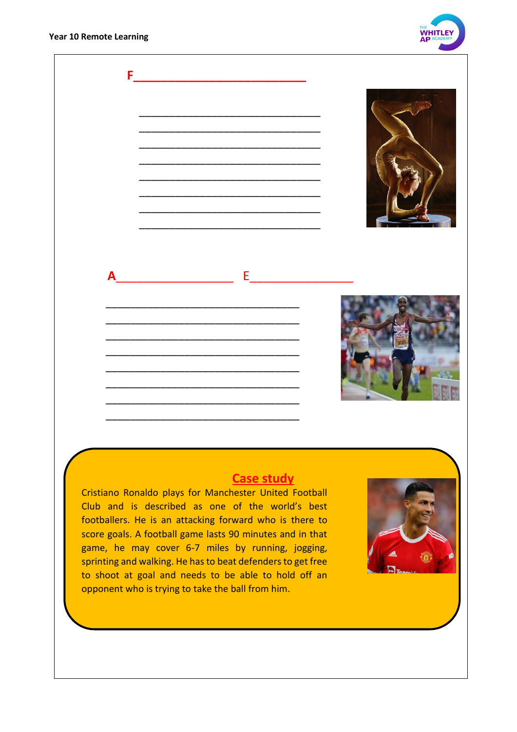**F**\_\_\_\_\_\_\_\_\_\_\_\_\_\_\_\_\_\_\_\_\_\_\_\_\_\_\_\_\_\_

\_\_\_\_\_\_\_\_\_\_\_\_\_\_\_\_\_\_\_\_\_\_\_\_\_\_\_\_\_\_\_\_\_\_
\_\_\_\_\_\_\_\_\_\_\_\_\_\_\_\_\_\_\_\_\_\_\_\_\_\_\_\_\_\_\_\_\_\_
\_\_\_\_\_\_\_\_\_\_\_\_\_\_\_\_\_\_\_\_\_\_\_\_\_\_\_\_\_\_\_\_\_\_
\_\_\_\_\_\_\_\_\_\_\_\_\_\_\_\_\_\_\_\_\_\_\_\_\_\_\_\_\_\_\_\_\_\_
\_\_\_\_\_\_\_\_\_\_\_\_\_\_\_\_\_\_\_\_\_\_\_\_\_\_\_\_\_\_\_\_\_\_
\_\_\_\_\_\_\_\_\_\_\_\_\_\_\_\_\_\_\_\_\_\_\_\_\_\_\_\_\_\_\_\_\_\_
\_\_\_\_\_\_\_\_\_\_\_\_\_\_\_\_\_\_\_\_\_\_\_\_\_\_\_\_\_\_\_\_\_\_
\_\_\_\_\_\_\_\_\_\_\_\_\_\_\_\_\_\_\_\_\_\_\_\_\_\_\_\_\_\_\_\_\_\_

**A**\_\_\_\_\_\_\_\_\_\_\_\_\_\_\_\_\_\_\_\_ E\_\_\_\_\_\_\_\_\_\_\_\_\_\_\_\_\_\_\_

\_\_\_\_\_\_\_\_\_\_\_\_\_\_\_\_\_\_\_\_\_\_\_\_\_\_\_\_\_\_\_\_\_\_
\_\_\_\_\_\_\_\_\_\_\_\_\_\_\_\_\_\_\_\_\_\_\_\_\_\_\_\_\_\_\_\_\_\_
\_\_\_\_\_\_\_\_\_\_\_\_\_\_\_\_\_\_\_\_\_\_\_\_\_\_\_\_\_\_\_\_\_\_
\_\_\_\_\_\_\_\_\_\_\_\_\_\_\_\_\_\_\_\_\_\_\_\_\_\_\_\_\_\_\_\_\_\_
\_\_\_\_\_\_\_\_\_\_\_\_\_\_\_\_\_\_\_\_\_\_\_\_\_\_\_\_\_\_\_\_\_\_
\_\_\_\_\_\_\_\_\_\_\_\_\_\_\_\_\_\_\_\_\_\_\_\_\_\_\_\_\_\_\_\_\_\_
\_\_\_\_\_\_\_\_\_\_\_\_\_\_\_\_\_\_\_\_\_\_\_\_\_\_\_\_\_\_\_\_\_\_
\_\_\_\_\_\_\_\_\_\_\_\_\_\_\_\_\_\_\_\_\_\_\_\_\_\_\_\_\_\_\_\_\_\_

## Case study

Cristiano Ronaldo plays for Manchester United Football Club and is described as one of the world's best footballers. He is an attacking forward who is there to score goals. A football game lasts 90 minutes and in that game, he may cover 6-7 miles by running, jogging, sprinting and walking. He has to beat defenders to get free to shoot at goal and needs to be able to hold off an opponent who is trying to take the ball from him.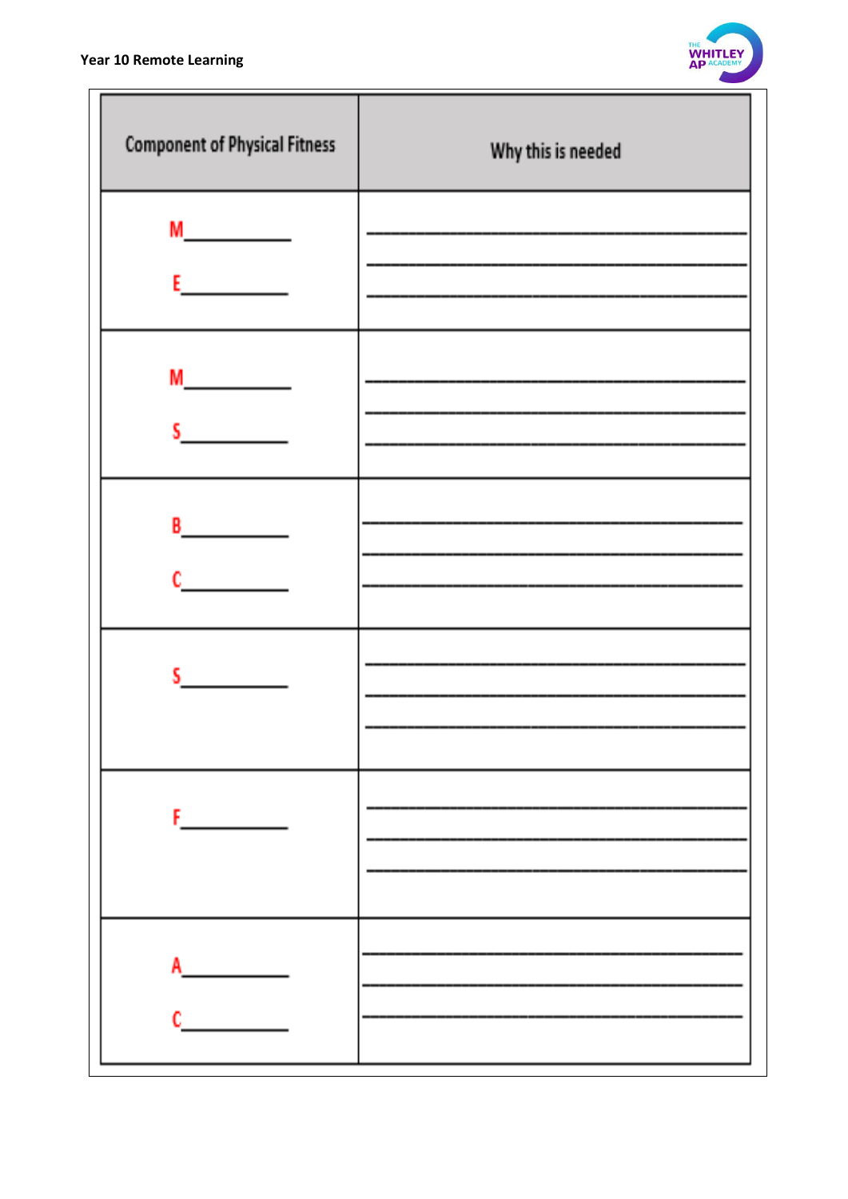| Component of Physical Fitness | Why this is needed |
|---|---|
| M\_\_\_\_\_\_\_\_\_\_ E\_\_\_\_\_\_\_\_\_\_ | |
| M\_\_\_\_\_\_\_\_\_\_ S\_\_\_\_\_\_\_\_\_\_ | |
| B\_\_\_\_\_\_\_\_\_\_ C\_\_\_\_\_\_\_\_\_\_ | |
| S\_\_\_\_\_\_\_\_\_\_ | |
| F\_\_\_\_\_\_\_\_\_\_ | |
| A\_\_\_\_\_\_\_\_\_\_ C\_\_\_\_\_\_\_\_\_\_ | |